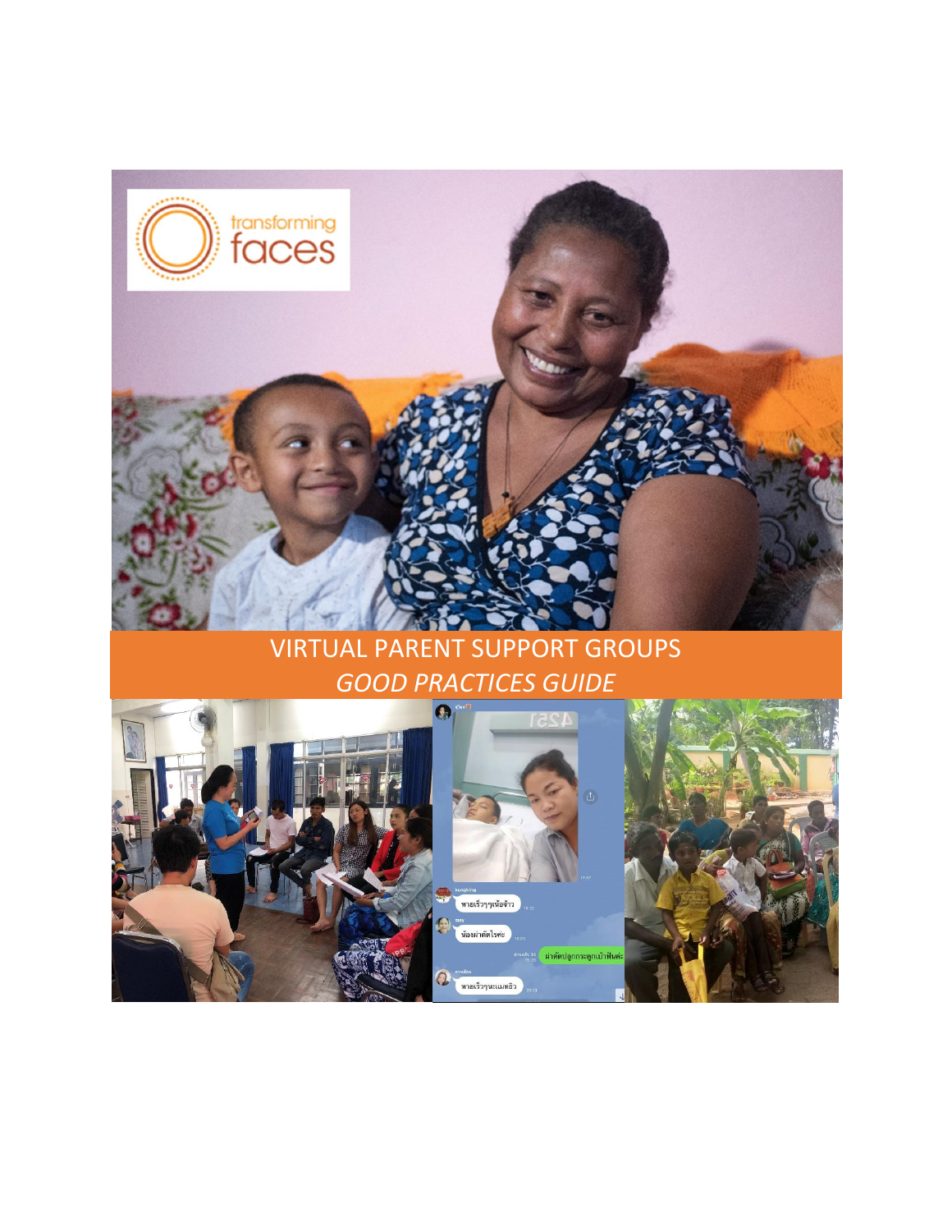transforming faces

# VIRTUAL PARENT SUPPORT GROUPS

## *GOOD PRACTICES GUIDE*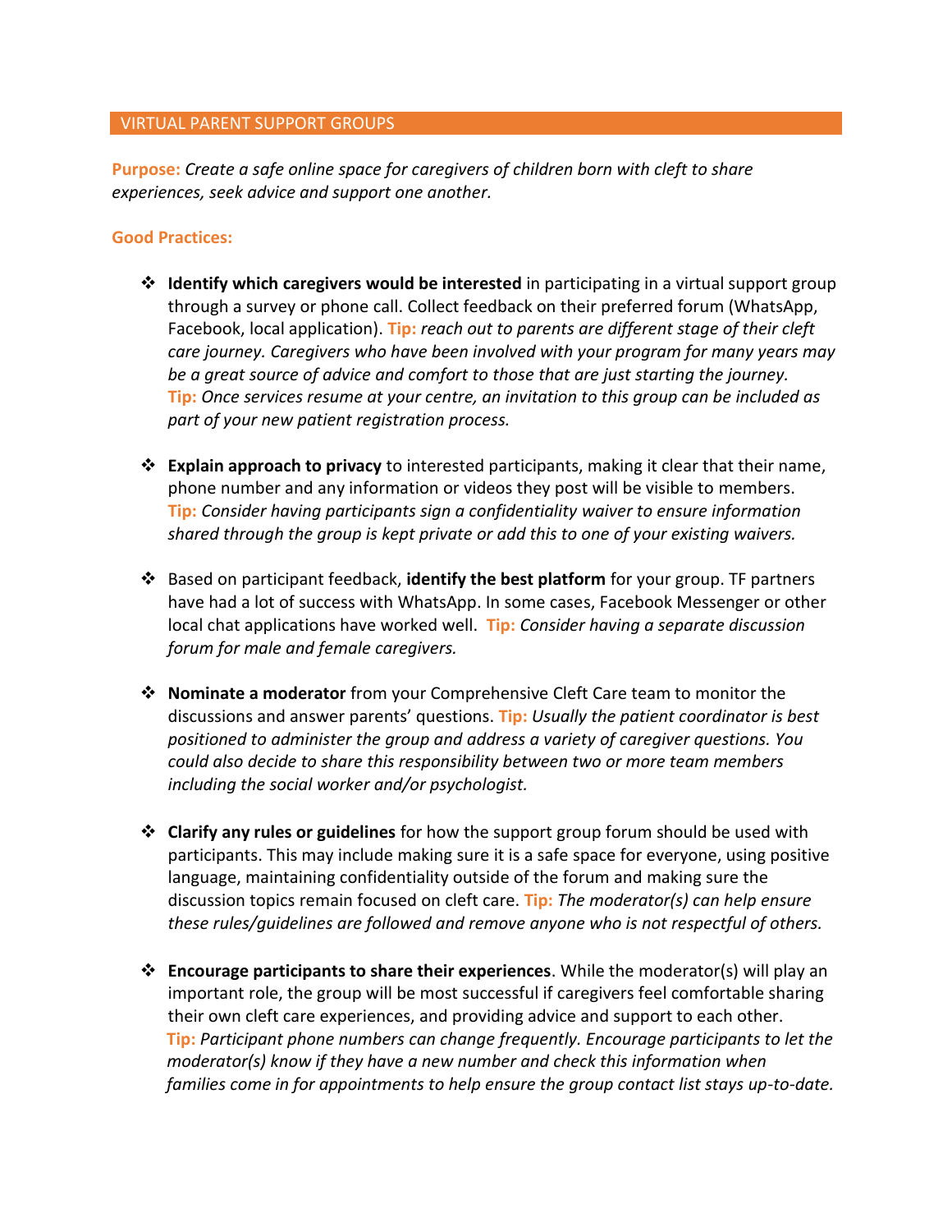## VIRTUAL PARENT SUPPORT GROUPS

**Purpose:** *Create a safe online space for caregivers of children born with cleft to share experiences, seek advice and support one another.*

**Good Practices:**

- **Identify which caregivers would be interested** in participating in a virtual support group through a survey or phone call. Collect feedback on their preferred forum (WhatsApp, Facebook, local application). **Tip:** *reach out to parents are different stage of their cleft care journey. Caregivers who have been involved with your program for many years may be a great source of advice and comfort to those that are just starting the journey.* **Tip:** *Once services resume at your centre, an invitation to this group can be included as part of your new patient registration process.*

- **Explain approach to privacy** to interested participants, making it clear that their name, phone number and any information or videos they post will be visible to members. **Tip:** *Consider having participants sign a confidentiality waiver to ensure information shared through the group is kept private or add this to one of your existing waivers.*

- Based on participant feedback, **identify the best platform** for your group. TF partners have had a lot of success with WhatsApp. In some cases, Facebook Messenger or other local chat applications have worked well. **Tip:** *Consider having a separate discussion forum for male and female caregivers.*

- **Nominate a moderator** from your Comprehensive Cleft Care team to monitor the discussions and answer parents' questions. **Tip:** *Usually the patient coordinator is best positioned to administer the group and address a variety of caregiver questions. You could also decide to share this responsibility between two or more team members including the social worker and/or psychologist.*

- **Clarify any rules or guidelines** for how the support group forum should be used with participants. This may include making sure it is a safe space for everyone, using positive language, maintaining confidentiality outside of the forum and making sure the discussion topics remain focused on cleft care. **Tip:** *The moderator(s) can help ensure these rules/guidelines are followed and remove anyone who is not respectful of others.*

- **Encourage participants to share their experiences**. While the moderator(s) will play an important role, the group will be most successful if caregivers feel comfortable sharing their own cleft care experiences, and providing advice and support to each other. **Tip:** *Participant phone numbers can change frequently. Encourage participants to let the moderator(s) know if they have a new number and check this information when families come in for appointments to help ensure the group contact list stays up-to-date.*